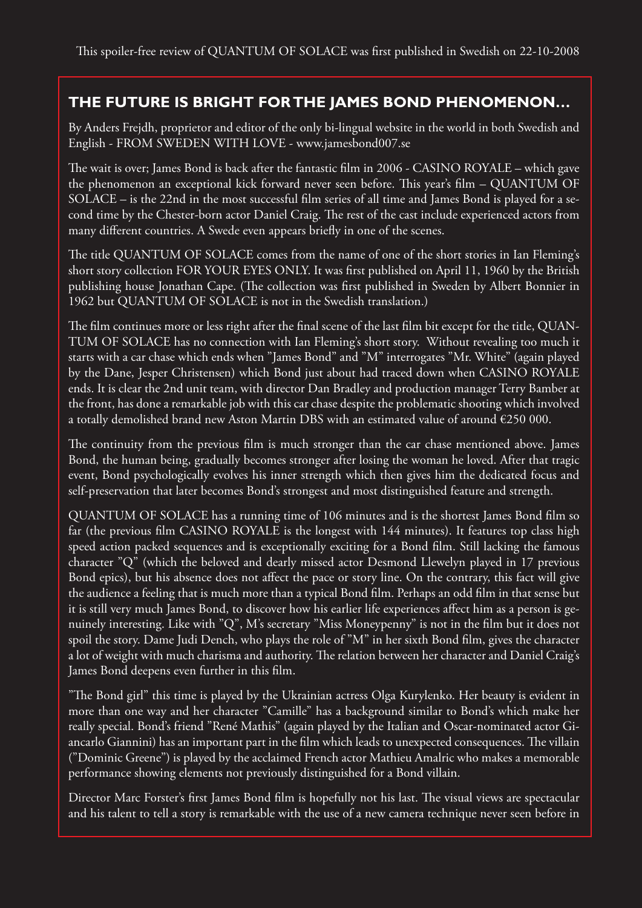This spoiler-free review of QUANTUM OF SOLACE was first published in Swedish on 22-10-2008

## THE FUTURE IS BRIGHT FOR THE JAMES BOND PHENOMENON...

By Anders Frejdh, proprietor and editor of the only bi-lingual website in the world in both Swedish and English - FROM SWEDEN WITH LOVE - www.jamesbond007.se

The wait is over; James Bond is back after the fantastic film in 2006 - CASINO ROYALE – which gave the phenomenon an exceptional kick forward never seen before. This year's film – QUANTUM OF SOLACE – is the 22nd in the most successful film series of all time and James Bond is played for a second time by the Chester-born actor Daniel Craig. The rest of the cast include experienced actors from many different countries. A Swede even appears briefly in one of the scenes.

The title QUANTUM OF SOLACE comes from the name of one of the short stories in Ian Fleming's short story collection FOR YOUR EYES ONLY. It was first published on April 11, 1960 by the British publishing house Jonathan Cape. (The collection was first published in Sweden by Albert Bonnier in 1962 but QUANTUM OF SOLACE is not in the Swedish translation.)

The film continues more or less right after the final scene of the last film bit except for the title, QUANTUM OF SOLACE has no connection with Ian Fleming's short story. Without revealing too much it starts with a car chase which ends when "James Bond" and "M" interrogates "Mr. White" (again played by the Dane, Jesper Christensen) which Bond just about had traced down when CASINO ROYALE ends. It is clear the 2nd unit team, with director Dan Bradley and production manager Terry Bamber at the front, has done a remarkable job with this car chase despite the problematic shooting which involved a totally demolished brand new Aston Martin DBS with an estimated value of around €250 000.

The continuity from the previous film is much stronger than the car chase mentioned above. James Bond, the human being, gradually becomes stronger after losing the woman he loved. After that tragic event, Bond psychologically evolves his inner strength which then gives him the dedicated focus and self-preservation that later becomes Bond's strongest and most distinguished feature and strength.

QUANTUM OF SOLACE has a running time of 106 minutes and is the shortest James Bond film so far (the previous film CASINO ROYALE is the longest with 144 minutes). It features top class high speed action packed sequences and is exceptionally exciting for a Bond film. Still lacking the famous character "Q" (which the beloved and dearly missed actor Desmond Llewelyn played in 17 previous Bond epics), but his absence does not affect the pace or story line. On the contrary, this fact will give the audience a feeling that is much more than a typical Bond film. Perhaps an odd film in that sense but it is still very much James Bond, to discover how his earlier life experiences affect him as a person is genuinely interesting. Like with "Q", M's secretary "Miss Moneypenny" is not in the film but it does not spoil the story. Dame Judi Dench, who plays the role of "M" in her sixth Bond film, gives the character a lot of weight with much charisma and authority. The relation between her character and Daniel Craig's James Bond deepens even further in this film.

"The Bond girl" this time is played by the Ukrainian actress Olga Kurylenko. Her beauty is evident in more than one way and her character "Camille" has a background similar to Bond's which make her really special. Bond's friend "René Mathis" (again played by the Italian and Oscar-nominated actor Giancarlo Giannini) has an important part in the film which leads to unexpected consequences. The villain ("Dominic Greene") is played by the acclaimed French actor Mathieu Amalric who makes a memorable performance showing elements not previously distinguished for a Bond villain.

Director Marc Forster's first James Bond film is hopefully not his last. The visual views are spectacular and his talent to tell a story is remarkable with the use of a new camera technique never seen before in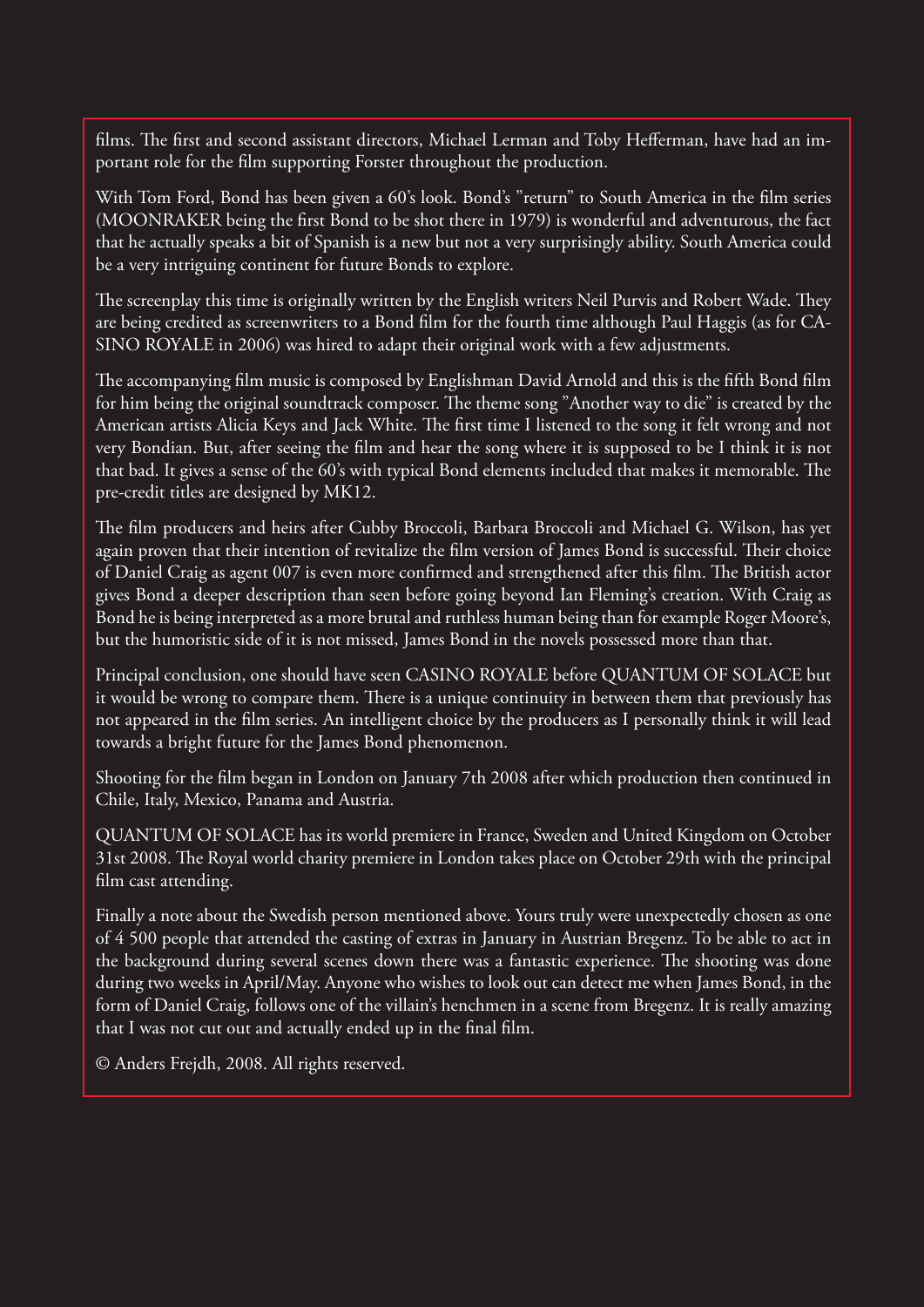films. The first and second assistant directors, Michael Lerman and Toby Hefferman, have had an important role for the film supporting Forster throughout the production.

With Tom Ford, Bond has been given a 60's look. Bond's "return" to South America in the film series (MOONRAKER being the first Bond to be shot there in 1979) is wonderful and adventurous, the fact that he actually speaks a bit of Spanish is a new but not a very surprisingly ability. South America could be a very intriguing continent for future Bonds to explore.

The screenplay this time is originally written by the English writers Neil Purvis and Robert Wade. They are being credited as screenwriters to a Bond film for the fourth time although Paul Haggis (as for CASINO ROYALE in 2006) was hired to adapt their original work with a few adjustments.

The accompanying film music is composed by Englishman David Arnold and this is the fifth Bond film for him being the original soundtrack composer. The theme song "Another way to die" is created by the American artists Alicia Keys and Jack White. The first time I listened to the song it felt wrong and not very Bondian. But, after seeing the film and hear the song where it is supposed to be I think it is not that bad. It gives a sense of the 60's with typical Bond elements included that makes it memorable. The pre-credit titles are designed by MK12.

The film producers and heirs after Cubby Broccoli, Barbara Broccoli and Michael G. Wilson, has yet again proven that their intention of revitalize the film version of James Bond is successful. Their choice of Daniel Craig as agent 007 is even more confirmed and strengthened after this film. The British actor gives Bond a deeper description than seen before going beyond Ian Fleming's creation. With Craig as Bond he is being interpreted as a more brutal and ruthless human being than for example Roger Moore's, but the humoristic side of it is not missed, James Bond in the novels possessed more than that.

Principal conclusion, one should have seen CASINO ROYALE before QUANTUM OF SOLACE but it would be wrong to compare them. There is a unique continuity in between them that previously has not appeared in the film series. An intelligent choice by the producers as I personally think it will lead towards a bright future for the James Bond phenomenon.

Shooting for the film began in London on January 7th 2008 after which production then continued in Chile, Italy, Mexico, Panama and Austria.

QUANTUM OF SOLACE has its world premiere in France, Sweden and United Kingdom on October 31st 2008. The Royal world charity premiere in London takes place on October 29th with the principal film cast attending.

Finally a note about the Swedish person mentioned above. Yours truly were unexpectedly chosen as one of 4 500 people that attended the casting of extras in January in Austrian Bregenz. To be able to act in the background during several scenes down there was a fantastic experience. The shooting was done during two weeks in April/May. Anyone who wishes to look out can detect me when James Bond, in the form of Daniel Craig, follows one of the villain's henchmen in a scene from Bregenz. It is really amazing that I was not cut out and actually ended up in the final film.

© Anders Frejdh, 2008. All rights reserved.